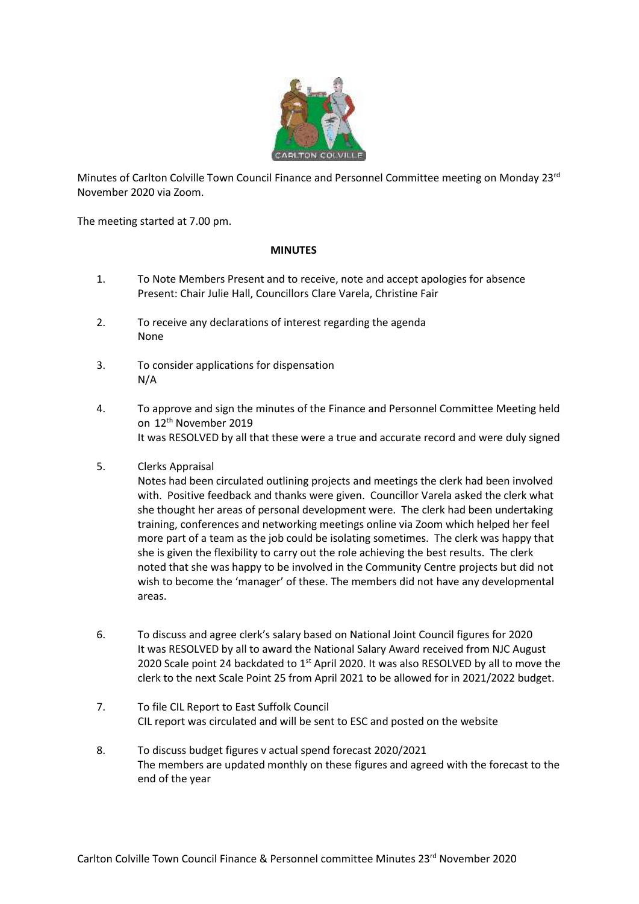Minutes of Carlton Colville Town Council Finance and Personnel Committee meeting on Monday 23rd November 2020 via Zoom.

The meeting started at 7.00 pm.

**MINUTES**

1. To Note Members Present and to receive, note and accept apologies for absence
   Present: Chair Julie Hall, Councillors Clare Varela, Christine Fair

2. To receive any declarations of interest regarding the agenda
   None

3. To consider applications for dispensation
   N/A

4. To approve and sign the minutes of the Finance and Personnel Committee Meeting held on 12th November 2019
   It was RESOLVED by all that these were a true and accurate record and were duly signed

5. Clerks Appraisal
   Notes had been circulated outlining projects and meetings the clerk had been involved with. Positive feedback and thanks were given. Councillor Varela asked the clerk what she thought her areas of personal development were. The clerk had been undertaking training, conferences and networking meetings online via Zoom which helped her feel more part of a team as the job could be isolating sometimes. The clerk was happy that she is given the flexibility to carry out the role achieving the best results. The clerk noted that she was happy to be involved in the Community Centre projects but did not wish to become the 'manager' of these. The members did not have any developmental areas.

6. To discuss and agree clerk's salary based on National Joint Council figures for 2020
   It was RESOLVED by all to award the National Salary Award received from NJC August 2020 Scale point 24 backdated to 1st April 2020. It was also RESOLVED by all to move the clerk to the next Scale Point 25 from April 2021 to be allowed for in 2021/2022 budget.

7. To file CIL Report to East Suffolk Council
   CIL report was circulated and will be sent to ESC and posted on the website

8. To discuss budget figures v actual spend forecast 2020/2021
   The members are updated monthly on these figures and agreed with the forecast to the end of the year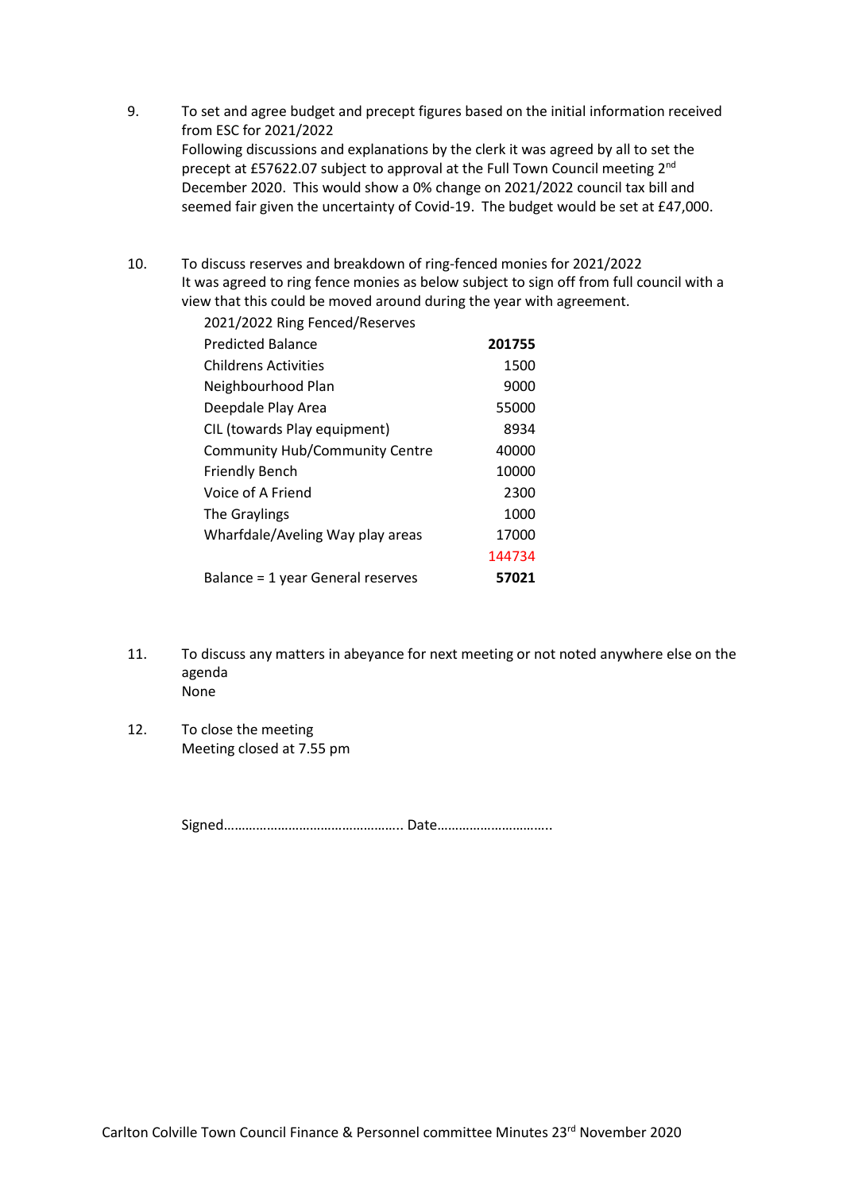9. To set and agree budget and precept figures based on the initial information received from ESC for 2021/2022
 Following discussions and explanations by the clerk it was agreed by all to set the precept at £57622.07 subject to approval at the Full Town Council meeting 2nd December 2020. This would show a 0% change on 2021/2022 council tax bill and seemed fair given the uncertainty of Covid-19. The budget would be set at £47,000.

10. To discuss reserves and breakdown of ring-fenced monies for 2021/2022
 It was agreed to ring fence monies as below subject to sign off from full council with a view that this could be moved around during the year with agreement.

| 2021/2022 Ring Fenced/Reserves | |
|---|---|
| Predicted Balance | **201755** |
| Childrens Activities | 1500 |
| Neighbourhood Plan | 9000 |
| Deepdale Play Area | 55000 |
| CIL (towards Play equipment) | 8934 |
| Community Hub/Community Centre | 40000 |
| Friendly Bench | 10000 |
| Voice of A Friend | 2300 |
| The Graylings | 1000 |
| Wharfdale/Aveling Way play areas | 17000 |
| | 144734 |
| Balance = 1 year General reserves | **57021** |

11. To discuss any matters in abeyance for next meeting or not noted anywhere else on the agenda
 None

12. To close the meeting
 Meeting closed at 7.55 pm

Signed………………………………………….. Date…………………………..

Carlton Colville Town Council Finance & Personnel committee Minutes 23rd November 2020